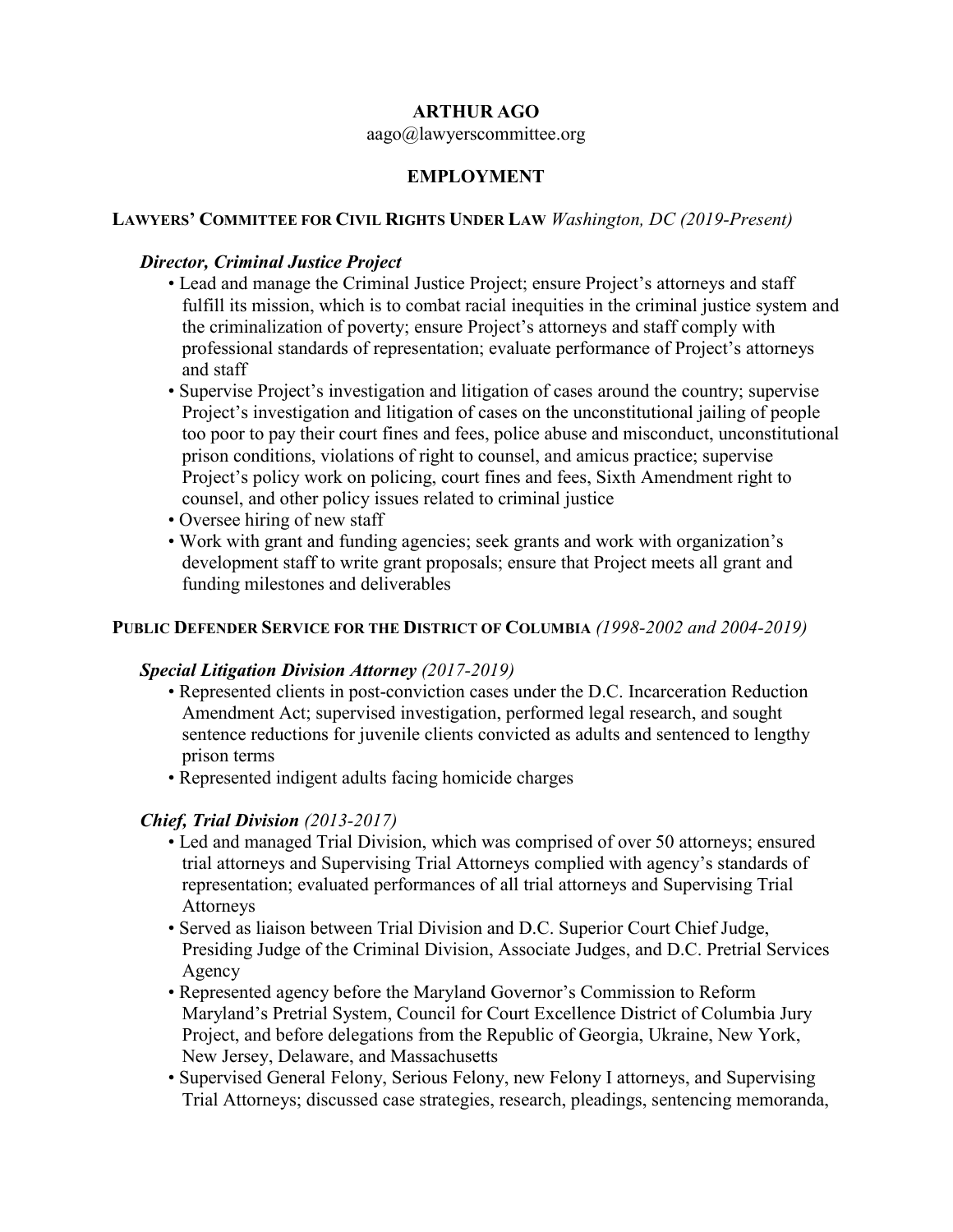# ARTHUR AGO

aago@lawyerscommittee.org

## EMPLOYMENT

**LAWYERS' COMMITTEE FOR CIVIL RIGHTS UNDER LAW** *Washington, DC (2019-Present)*

***Director, Criminal Justice Project***

- Lead and manage the Criminal Justice Project; ensure Project's attorneys and staff fulfill its mission, which is to combat racial inequities in the criminal justice system and the criminalization of poverty; ensure Project's attorneys and staff comply with professional standards of representation; evaluate performance of Project's attorneys and staff
- Supervise Project's investigation and litigation of cases around the country; supervise Project's investigation and litigation of cases on the unconstitutional jailing of people too poor to pay their court fines and fees, police abuse and misconduct, unconstitutional prison conditions, violations of right to counsel, and amicus practice; supervise Project's policy work on policing, court fines and fees, Sixth Amendment right to counsel, and other policy issues related to criminal justice
- Oversee hiring of new staff
- Work with grant and funding agencies; seek grants and work with organization's development staff to write grant proposals; ensure that Project meets all grant and funding milestones and deliverables

**PUBLIC DEFENDER SERVICE FOR THE DISTRICT OF COLUMBIA** *(1998-2002 and 2004-2019)*

***Special Litigation Division Attorney (2017-2019)***

- Represented clients in post-conviction cases under the D.C. Incarceration Reduction Amendment Act; supervised investigation, performed legal research, and sought sentence reductions for juvenile clients convicted as adults and sentenced to lengthy prison terms
- Represented indigent adults facing homicide charges

***Chief, Trial Division (2013-2017)***

- Led and managed Trial Division, which was comprised of over 50 attorneys; ensured trial attorneys and Supervising Trial Attorneys complied with agency's standards of representation; evaluated performances of all trial attorneys and Supervising Trial Attorneys
- Served as liaison between Trial Division and D.C. Superior Court Chief Judge, Presiding Judge of the Criminal Division, Associate Judges, and D.C. Pretrial Services Agency
- Represented agency before the Maryland Governor's Commission to Reform Maryland's Pretrial System, Council for Court Excellence District of Columbia Jury Project, and before delegations from the Republic of Georgia, Ukraine, New York, New Jersey, Delaware, and Massachusetts
- Supervised General Felony, Serious Felony, new Felony I attorneys, and Supervising Trial Attorneys; discussed case strategies, research, pleadings, sentencing memoranda,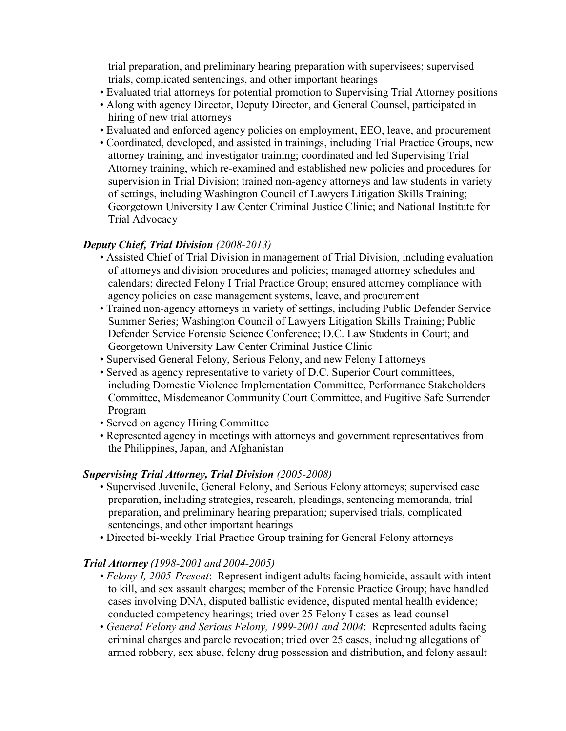trial preparation, and preliminary hearing preparation with supervisees; supervised trials, complicated sentencings, and other important hearings

- Evaluated trial attorneys for potential promotion to Supervising Trial Attorney positions
- Along with agency Director, Deputy Director, and General Counsel, participated in hiring of new trial attorneys
- Evaluated and enforced agency policies on employment, EEO, leave, and procurement
- Coordinated, developed, and assisted in trainings, including Trial Practice Groups, new attorney training, and investigator training; coordinated and led Supervising Trial Attorney training, which re-examined and established new policies and procedures for supervision in Trial Division; trained non-agency attorneys and law students in variety of settings, including Washington Council of Lawyers Litigation Skills Training; Georgetown University Law Center Criminal Justice Clinic; and National Institute for Trial Advocacy

***Deputy Chief, Trial Division*** *(2008-2013)*

- Assisted Chief of Trial Division in management of Trial Division, including evaluation of attorneys and division procedures and policies; managed attorney schedules and calendars; directed Felony I Trial Practice Group; ensured attorney compliance with agency policies on case management systems, leave, and procurement
- Trained non-agency attorneys in variety of settings, including Public Defender Service Summer Series; Washington Council of Lawyers Litigation Skills Training; Public Defender Service Forensic Science Conference; D.C. Law Students in Court; and Georgetown University Law Center Criminal Justice Clinic
- Supervised General Felony, Serious Felony, and new Felony I attorneys
- Served as agency representative to variety of D.C. Superior Court committees, including Domestic Violence Implementation Committee, Performance Stakeholders Committee, Misdemeanor Community Court Committee, and Fugitive Safe Surrender Program
- Served on agency Hiring Committee
- Represented agency in meetings with attorneys and government representatives from the Philippines, Japan, and Afghanistan

***Supervising Trial Attorney, Trial Division*** *(2005-2008)*

- Supervised Juvenile, General Felony, and Serious Felony attorneys; supervised case preparation, including strategies, research, pleadings, sentencing memoranda, trial preparation, and preliminary hearing preparation; supervised trials, complicated sentencings, and other important hearings
- Directed bi-weekly Trial Practice Group training for General Felony attorneys

***Trial Attorney*** *(1998-2001 and 2004-2005)*

- *Felony I, 2005-Present*: Represent indigent adults facing homicide, assault with intent to kill, and sex assault charges; member of the Forensic Practice Group; have handled cases involving DNA, disputed ballistic evidence, disputed mental health evidence; conducted competency hearings; tried over 25 Felony I cases as lead counsel
- *General Felony and Serious Felony, 1999-2001 and 2004*: Represented adults facing criminal charges and parole revocation; tried over 25 cases, including allegations of armed robbery, sex abuse, felony drug possession and distribution, and felony assault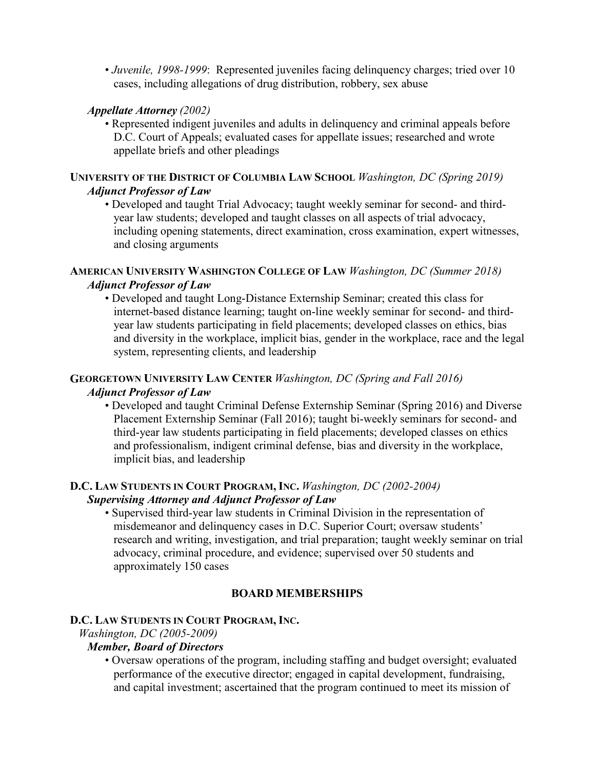- *Juvenile, 1998-1999*: Represented juveniles facing delinquency charges; tried over 10 cases, including allegations of drug distribution, robbery, sex abuse

***Appellate Attorney*** *(2002)*

- Represented indigent juveniles and adults in delinquency and criminal appeals before D.C. Court of Appeals; evaluated cases for appellate issues; researched and wrote appellate briefs and other pleadings

**UNIVERSITY OF THE DISTRICT OF COLUMBIA LAW SCHOOL** *Washington, DC (Spring 2019)*
***Adjunct Professor of Law***

- Developed and taught Trial Advocacy; taught weekly seminar for second- and third-year law students; developed and taught classes on all aspects of trial advocacy, including opening statements, direct examination, cross examination, expert witnesses, and closing arguments

**AMERICAN UNIVERSITY WASHINGTON COLLEGE OF LAW** *Washington, DC (Summer 2018)*
***Adjunct Professor of Law***

- Developed and taught Long-Distance Externship Seminar; created this class for internet-based distance learning; taught on-line weekly seminar for second- and third-year law students participating in field placements; developed classes on ethics, bias and diversity in the workplace, implicit bias, gender in the workplace, race and the legal system, representing clients, and leadership

**GEORGETOWN UNIVERSITY LAW CENTER** *Washington, DC (Spring and Fall 2016)*
***Adjunct Professor of Law***

- Developed and taught Criminal Defense Externship Seminar (Spring 2016) and Diverse Placement Externship Seminar (Fall 2016); taught bi-weekly seminars for second- and third-year law students participating in field placements; developed classes on ethics and professionalism, indigent criminal defense, bias and diversity in the workplace, implicit bias, and leadership

**D.C. LAW STUDENTS IN COURT PROGRAM, INC.** *Washington, DC (2002-2004)*
***Supervising Attorney and Adjunct Professor of Law***

- Supervised third-year law students in Criminal Division in the representation of misdemeanor and delinquency cases in D.C. Superior Court; oversaw students' research and writing, investigation, and trial preparation; taught weekly seminar on trial advocacy, criminal procedure, and evidence; supervised over 50 students and approximately 150 cases

## BOARD MEMBERSHIPS

**D.C. LAW STUDENTS IN COURT PROGRAM, INC.**
*Washington, DC (2005-2009)*
***Member, Board of Directors***

- Oversaw operations of the program, including staffing and budget oversight; evaluated performance of the executive director; engaged in capital development, fundraising, and capital investment; ascertained that the program continued to meet its mission of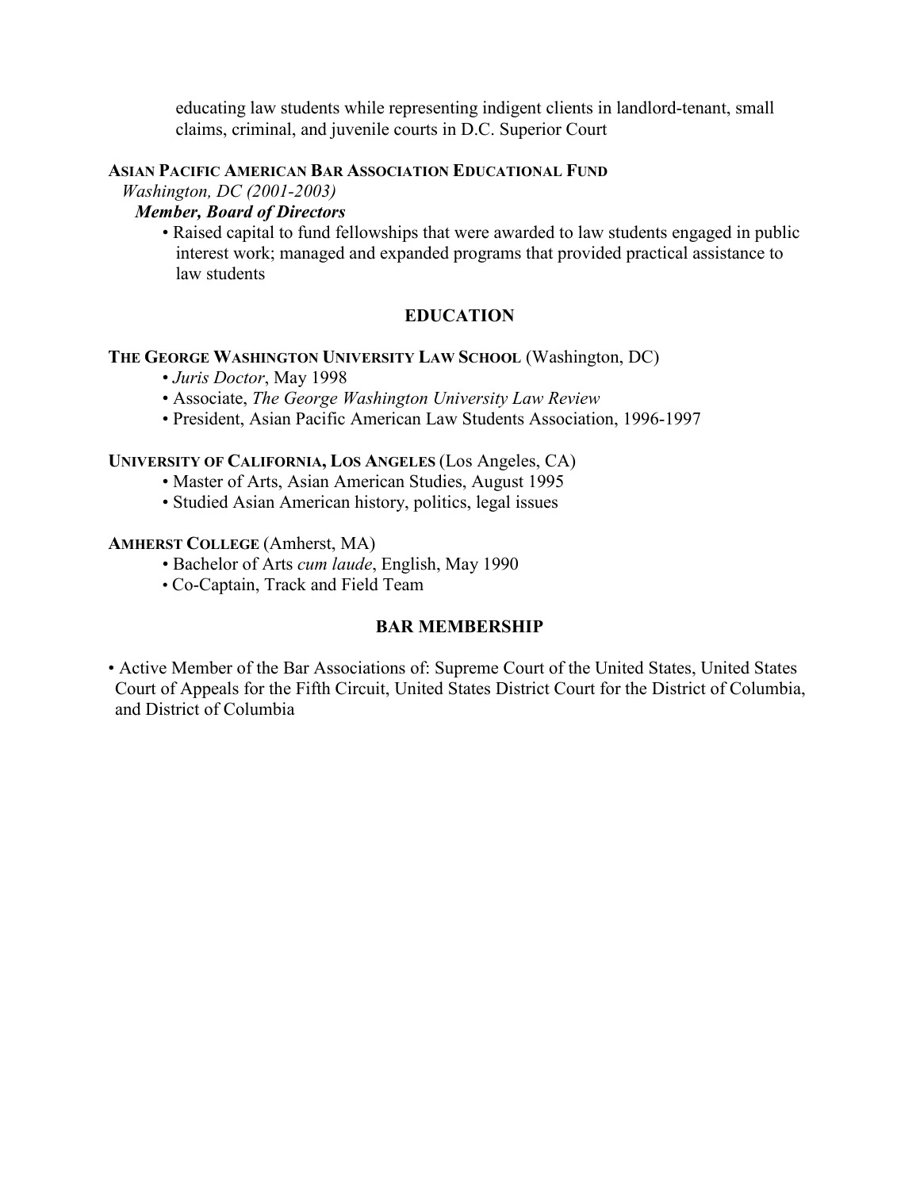educating law students while representing indigent clients in landlord-tenant, small claims, criminal, and juvenile courts in D.C. Superior Court

**ASIAN PACIFIC AMERICAN BAR ASSOCIATION EDUCATIONAL FUND**
*Washington, DC (2001-2003)*
***Member, Board of Directors***

- Raised capital to fund fellowships that were awarded to law students engaged in public interest work; managed and expanded programs that provided practical assistance to law students

## EDUCATION

**THE GEORGE WASHINGTON UNIVERSITY LAW SCHOOL** (Washington, DC)

- *Juris Doctor*, May 1998
- Associate, *The George Washington University Law Review*
- President, Asian Pacific American Law Students Association, 1996-1997

**UNIVERSITY OF CALIFORNIA, LOS ANGELES** (Los Angeles, CA)

- Master of Arts, Asian American Studies, August 1995
- Studied Asian American history, politics, legal issues

**AMHERST COLLEGE** (Amherst, MA)

- Bachelor of Arts *cum laude*, English, May 1990
- Co-Captain, Track and Field Team

## BAR MEMBERSHIP

- Active Member of the Bar Associations of: Supreme Court of the United States, United States Court of Appeals for the Fifth Circuit, United States District Court for the District of Columbia, and District of Columbia